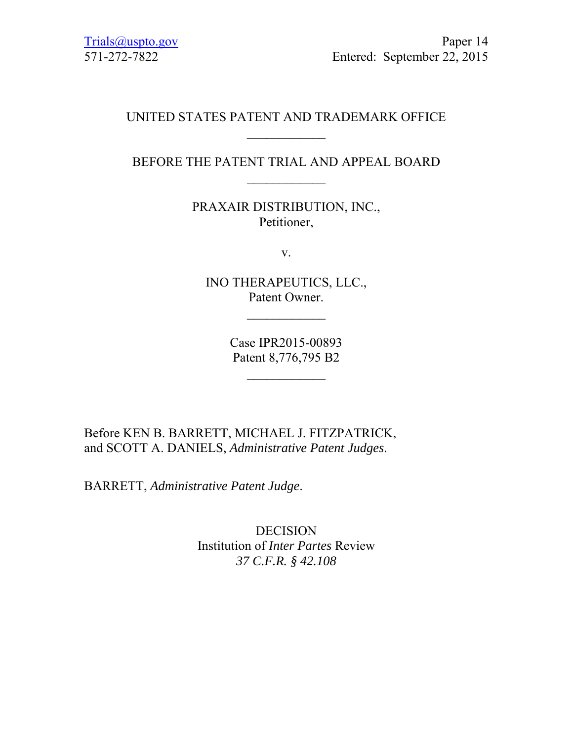Trials@uspto.gov
571-272-7822

Paper 14
Entered: September 22, 2015

UNITED STATES PATENT AND TRADEMARK OFFICE

---

BEFORE THE PATENT TRIAL AND APPEAL BOARD

---

PRAXAIR DISTRIBUTION, INC.,
Petitioner,

v.

INO THERAPEUTICS, LLC.,
Patent Owner.

---

Case IPR2015-00893
Patent 8,776,795 B2

---

Before KEN B. BARRETT, MICHAEL J. FITZPATRICK, and SCOTT A. DANIELS, *Administrative Patent Judges*.

BARRETT, *Administrative Patent Judge*.

DECISION
Institution of *Inter Partes* Review
*37 C.F.R. § 42.108*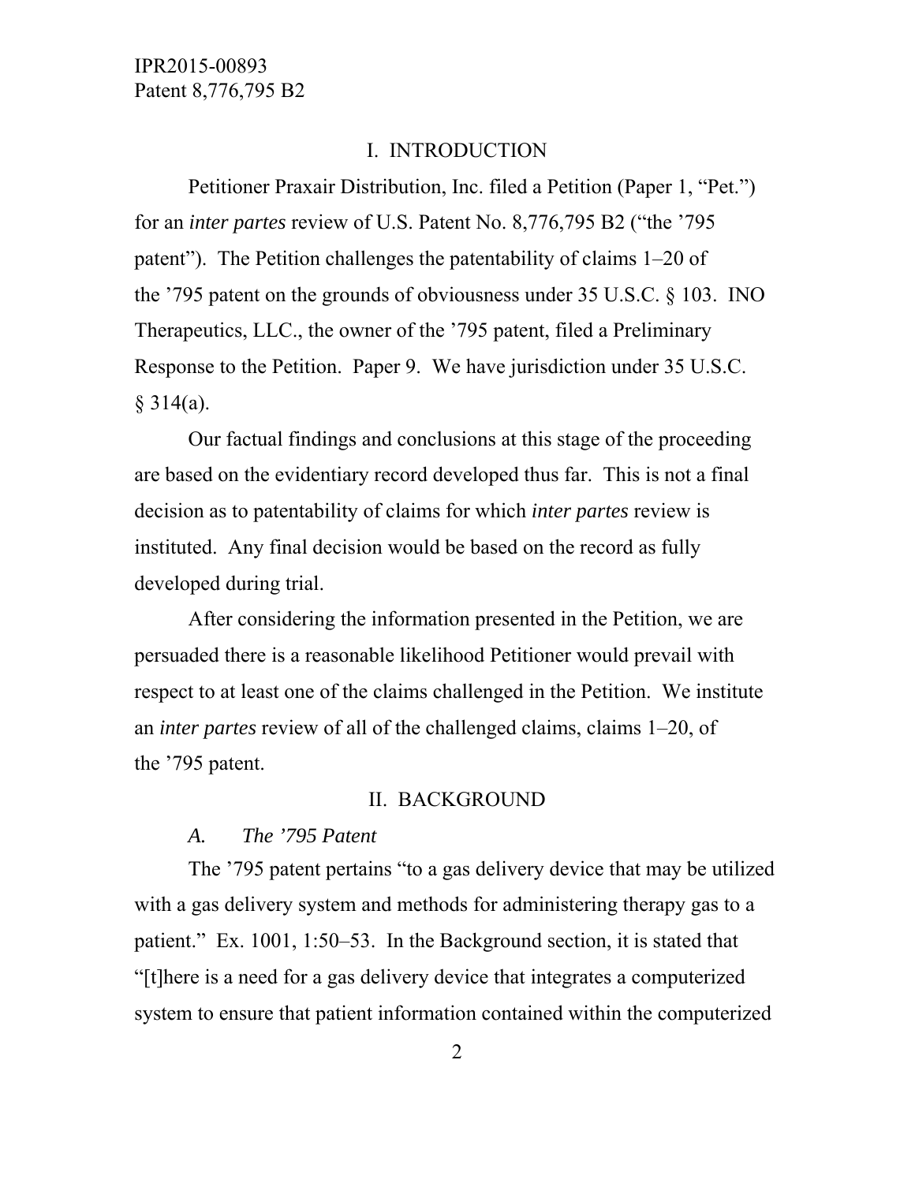## I. INTRODUCTION

Petitioner Praxair Distribution, Inc. filed a Petition (Paper 1, "Pet.") for an *inter partes* review of U.S. Patent No. 8,776,795 B2 ("the '795 patent"). The Petition challenges the patentability of claims 1–20 of the '795 patent on the grounds of obviousness under 35 U.S.C. § 103. INO Therapeutics, LLC., the owner of the '795 patent, filed a Preliminary Response to the Petition. Paper 9. We have jurisdiction under 35 U.S.C. § 314(a).

Our factual findings and conclusions at this stage of the proceeding are based on the evidentiary record developed thus far. This is not a final decision as to patentability of claims for which *inter partes* review is instituted. Any final decision would be based on the record as fully developed during trial.

After considering the information presented in the Petition, we are persuaded there is a reasonable likelihood Petitioner would prevail with respect to at least one of the claims challenged in the Petition. We institute an *inter partes* review of all of the challenged claims, claims 1–20, of the '795 patent.

## II. BACKGROUND

### *A. The '795 Patent*

The '795 patent pertains "to a gas delivery device that may be utilized with a gas delivery system and methods for administering therapy gas to a patient." Ex. 1001, 1:50–53. In the Background section, it is stated that "[t]here is a need for a gas delivery device that integrates a computerized system to ensure that patient information contained within the computerized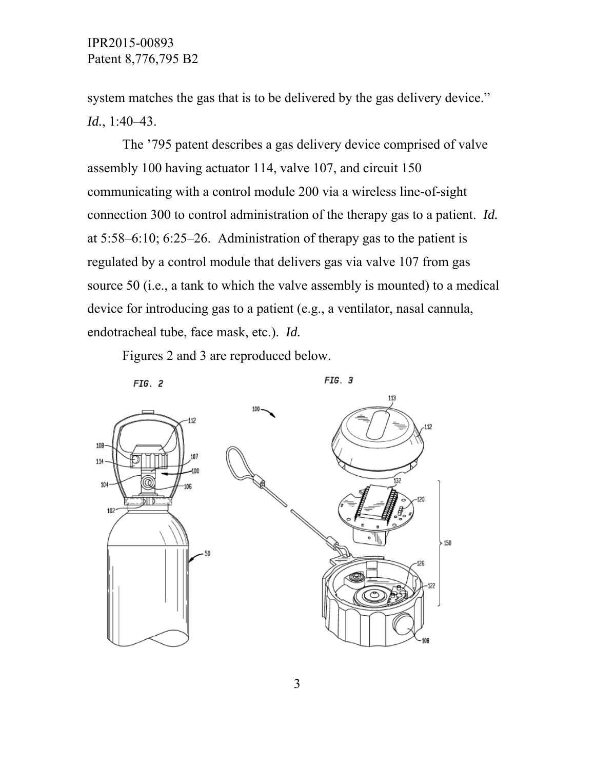system matches the gas that is to be delivered by the gas delivery device." *Id.*, 1:40–43.

The '795 patent describes a gas delivery device comprised of valve assembly 100 having actuator 114, valve 107, and circuit 150 communicating with a control module 200 via a wireless line-of-sight connection 300 to control administration of the therapy gas to a patient. *Id.* at 5:58–6:10; 6:25–26. Administration of therapy gas to the patient is regulated by a control module that delivers gas via valve 107 from gas source 50 (i.e., a tank to which the valve assembly is mounted) to a medical device for introducing gas to a patient (e.g., a ventilator, nasal cannula, endotracheal tube, face mask, etc.). *Id.*

Figures 2 and 3 are reproduced below.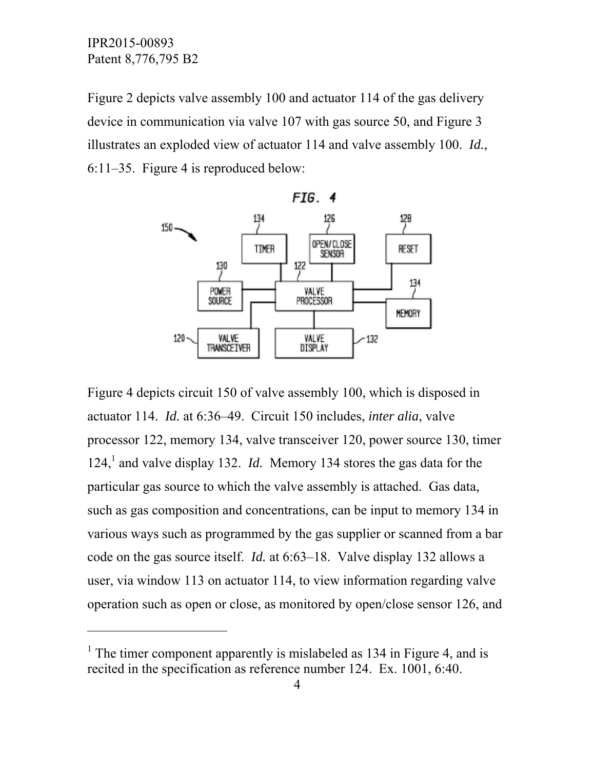Figure 2 depicts valve assembly 100 and actuator 114 of the gas delivery device in communication via valve 107 with gas source 50, and Figure 3 illustrates an exploded view of actuator 114 and valve assembly 100. *Id.*, 6:11–35. Figure 4 is reproduced below:

Figure 4 depicts circuit 150 of valve assembly 100, which is disposed in actuator 114. *Id.* at 6:36–49. Circuit 150 includes, *inter alia*, valve processor 122, memory 134, valve transceiver 120, power source 130, timer 124,[1] and valve display 132. *Id.* Memory 134 stores the gas data for the particular gas source to which the valve assembly is attached. Gas data, such as gas composition and concentrations, can be input to memory 134 in various ways such as programmed by the gas supplier or scanned from a bar code on the gas source itself. *Id.* at 6:63–18. Valve display 132 allows a user, via window 113 on actuator 114, to view information regarding valve operation such as open or close, as monitored by open/close sensor 126, and

[1] The timer component apparently is mislabeled as 134 in Figure 4, and is recited in the specification as reference number 124. Ex. 1001, 6:40.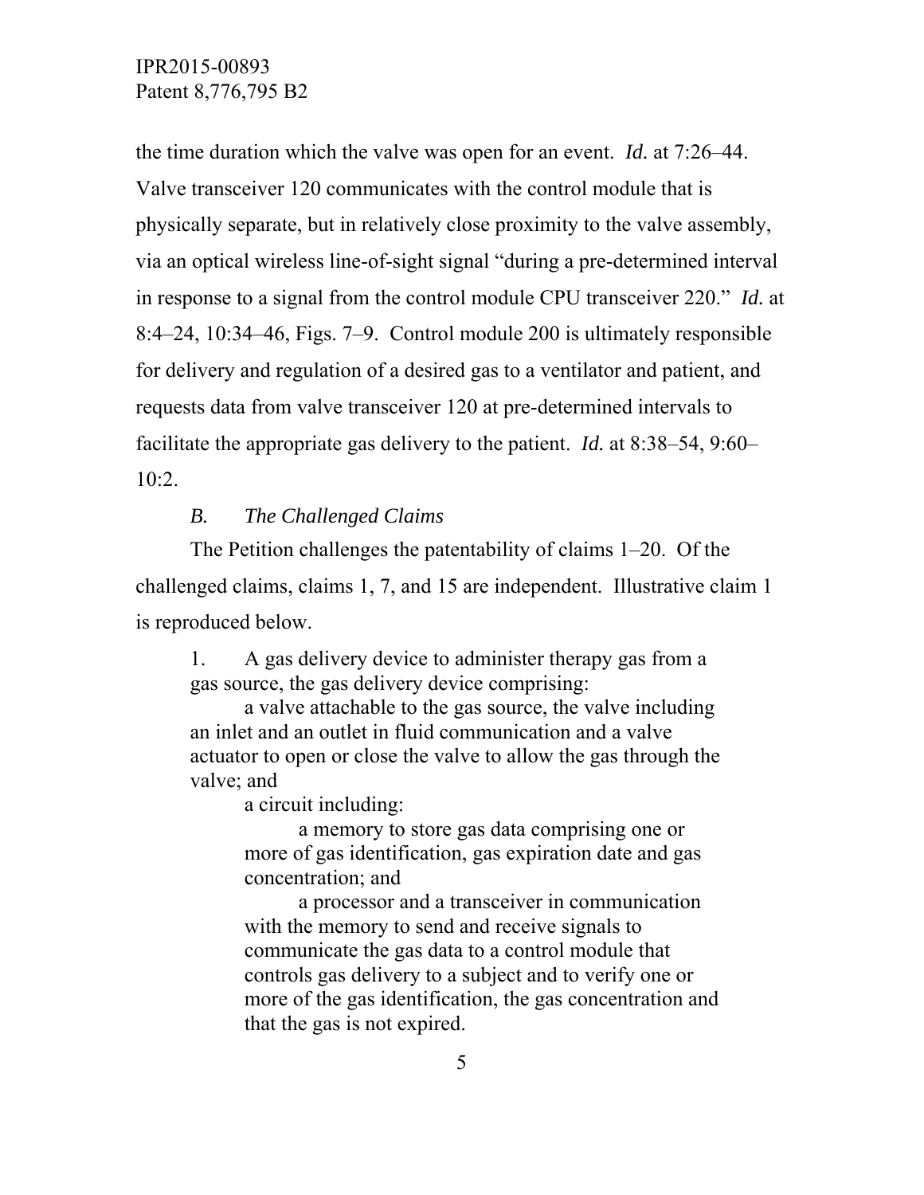the time duration which the valve was open for an event. *Id.* at 7:26–44. Valve transceiver 120 communicates with the control module that is physically separate, but in relatively close proximity to the valve assembly, via an optical wireless line-of-sight signal "during a pre-determined interval in response to a signal from the control module CPU transceiver 220." *Id.* at 8:4–24, 10:34–46, Figs. 7–9. Control module 200 is ultimately responsible for delivery and regulation of a desired gas to a ventilator and patient, and requests data from valve transceiver 120 at pre-determined intervals to facilitate the appropriate gas delivery to the patient. *Id.* at 8:38–54, 9:60–10:2.

### *B. The Challenged Claims*

The Petition challenges the patentability of claims 1–20. Of the challenged claims, claims 1, 7, and 15 are independent. Illustrative claim 1 is reproduced below.

> 1. A gas delivery device to administer therapy gas from a gas source, the gas delivery device comprising:
>
> a valve attachable to the gas source, the valve including an inlet and an outlet in fluid communication and a valve actuator to open or close the valve to allow the gas through the valve; and
>
> a circuit including:
>
> a memory to store gas data comprising one or more of gas identification, gas expiration date and gas concentration; and
>
> a processor and a transceiver in communication with the memory to send and receive signals to communicate the gas data to a control module that controls gas delivery to a subject and to verify one or more of the gas identification, the gas concentration and that the gas is not expired.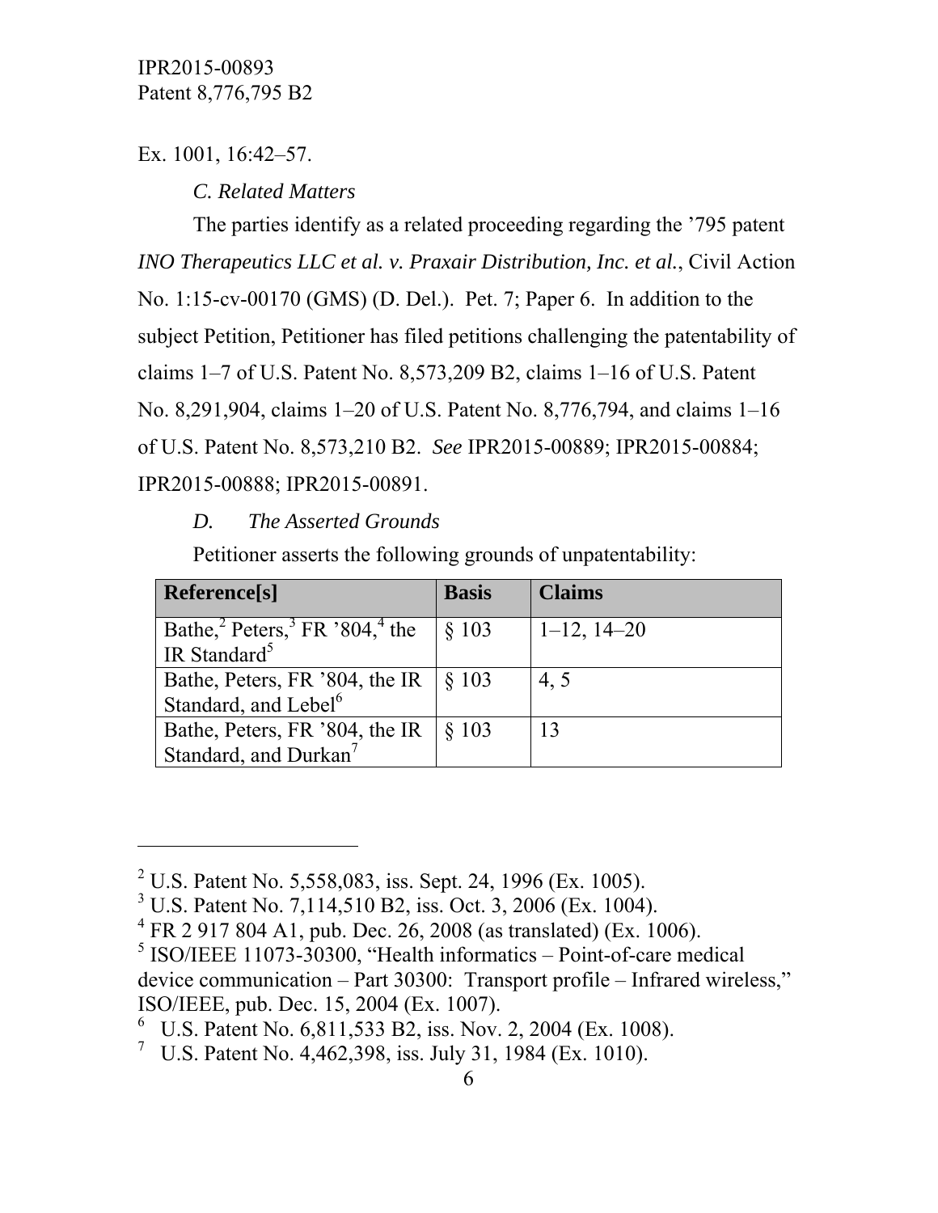Ex. 1001, 16:42–57.

### *C. Related Matters*

The parties identify as a related proceeding regarding the '795 patent *INO Therapeutics LLC et al. v. Praxair Distribution, Inc. et al.*, Civil Action No. 1:15-cv-00170 (GMS) (D. Del.). Pet. 7; Paper 6. In addition to the subject Petition, Petitioner has filed petitions challenging the patentability of claims 1–7 of U.S. Patent No. 8,573,209 B2, claims 1–16 of U.S. Patent No. 8,291,904, claims 1–20 of U.S. Patent No. 8,776,794, and claims 1–16 of U.S. Patent No. 8,573,210 B2. *See* IPR2015-00889; IPR2015-00884; IPR2015-00888; IPR2015-00891.

### *D. The Asserted Grounds*

Petitioner asserts the following grounds of unpatentability:

| **Reference[s]** | **Basis** | **Claims** |
|---|---|---|
| Bathe,[2] Peters,[3] FR '804,[4] the IR Standard[5] | § 103 | 1–12, 14–20 |
| Bathe, Peters, FR '804, the IR Standard, and Lebel[6] | § 103 | 4, 5 |
| Bathe, Peters, FR '804, the IR Standard, and Durkan[7] | § 103 | 13 |

---

[2] U.S. Patent No. 5,558,083, iss. Sept. 24, 1996 (Ex. 1005).

[3] U.S. Patent No. 7,114,510 B2, iss. Oct. 3, 2006 (Ex. 1004).

[4] FR 2 917 804 A1, pub. Dec. 26, 2008 (as translated) (Ex. 1006).

[5] ISO/IEEE 11073-30300, "Health informatics – Point-of-care medical device communication – Part 30300: Transport profile – Infrared wireless," ISO/IEEE, pub. Dec. 15, 2004 (Ex. 1007).

[6] U.S. Patent No. 6,811,533 B2, iss. Nov. 2, 2004 (Ex. 1008).

[7] U.S. Patent No. 4,462,398, iss. July 31, 1984 (Ex. 1010).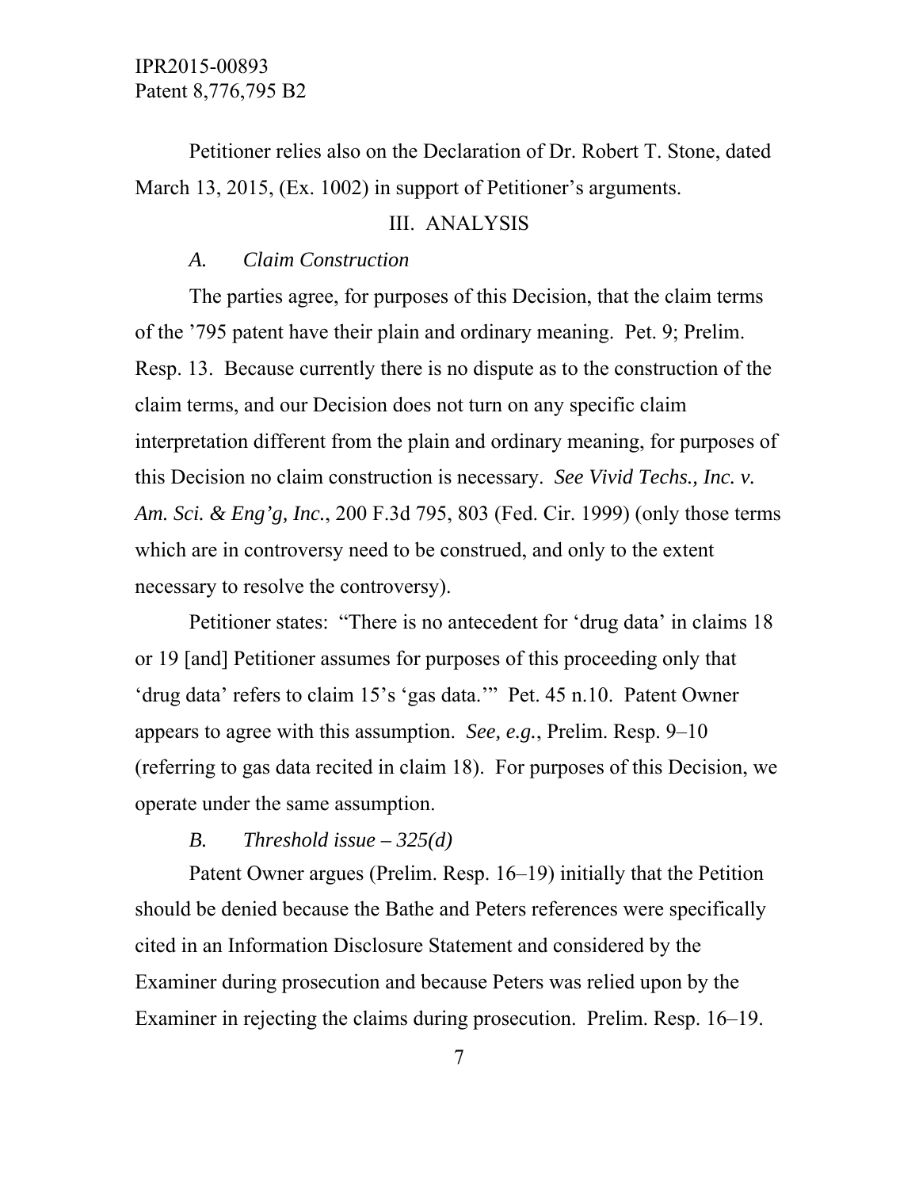Petitioner relies also on the Declaration of Dr. Robert T. Stone, dated March 13, 2015, (Ex. 1002) in support of Petitioner's arguments.

## III. ANALYSIS

### *A. Claim Construction*

The parties agree, for purposes of this Decision, that the claim terms of the '795 patent have their plain and ordinary meaning. Pet. 9; Prelim. Resp. 13. Because currently there is no dispute as to the construction of the claim terms, and our Decision does not turn on any specific claim interpretation different from the plain and ordinary meaning, for purposes of this Decision no claim construction is necessary. *See Vivid Techs., Inc. v. Am. Sci. & Eng'g, Inc.*, 200 F.3d 795, 803 (Fed. Cir. 1999) (only those terms which are in controversy need to be construed, and only to the extent necessary to resolve the controversy).

Petitioner states: "There is no antecedent for 'drug data' in claims 18 or 19 [and] Petitioner assumes for purposes of this proceeding only that 'drug data' refers to claim 15's 'gas data.'" Pet. 45 n.10. Patent Owner appears to agree with this assumption. *See, e.g.*, Prelim. Resp. 9–10 (referring to gas data recited in claim 18). For purposes of this Decision, we operate under the same assumption.

### *B. Threshold issue – 325(d)*

Patent Owner argues (Prelim. Resp. 16–19) initially that the Petition should be denied because the Bathe and Peters references were specifically cited in an Information Disclosure Statement and considered by the Examiner during prosecution and because Peters was relied upon by the Examiner in rejecting the claims during prosecution. Prelim. Resp. 16–19.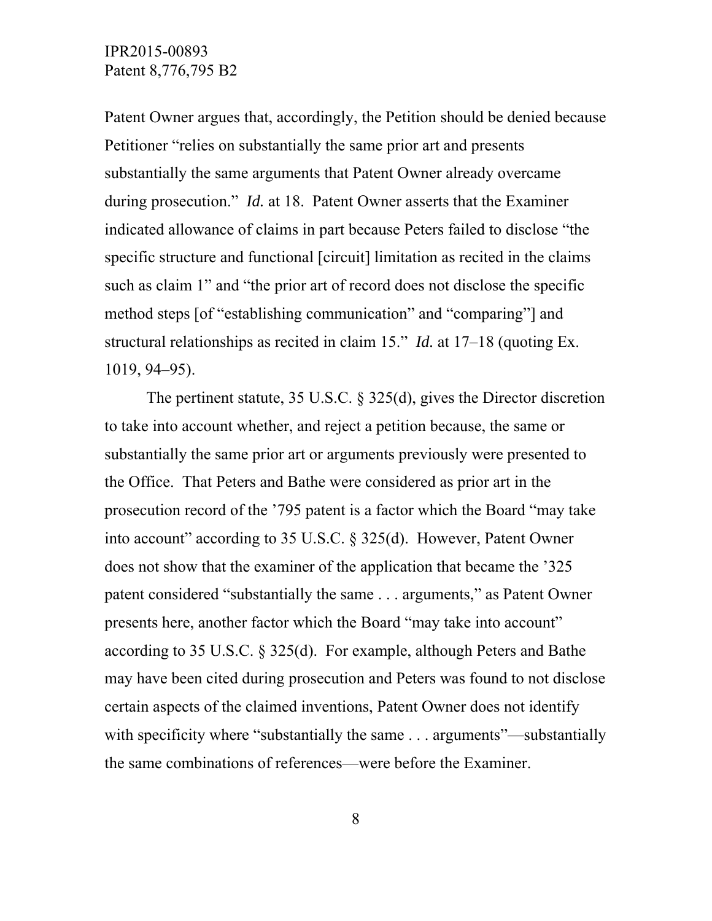Patent Owner argues that, accordingly, the Petition should be denied because Petitioner "relies on substantially the same prior art and presents substantially the same arguments that Patent Owner already overcame during prosecution." *Id.* at 18. Patent Owner asserts that the Examiner indicated allowance of claims in part because Peters failed to disclose "the specific structure and functional [circuit] limitation as recited in the claims such as claim 1" and "the prior art of record does not disclose the specific method steps [of "establishing communication" and "comparing"] and structural relationships as recited in claim 15." *Id.* at 17–18 (quoting Ex. 1019, 94–95).

The pertinent statute, 35 U.S.C. § 325(d), gives the Director discretion to take into account whether, and reject a petition because, the same or substantially the same prior art or arguments previously were presented to the Office. That Peters and Bathe were considered as prior art in the prosecution record of the '795 patent is a factor which the Board "may take into account" according to 35 U.S.C. § 325(d). However, Patent Owner does not show that the examiner of the application that became the '325 patent considered "substantially the same . . . arguments," as Patent Owner presents here, another factor which the Board "may take into account" according to 35 U.S.C. § 325(d). For example, although Peters and Bathe may have been cited during prosecution and Peters was found to not disclose certain aspects of the claimed inventions, Patent Owner does not identify with specificity where "substantially the same . . . arguments"—substantially the same combinations of references—were before the Examiner.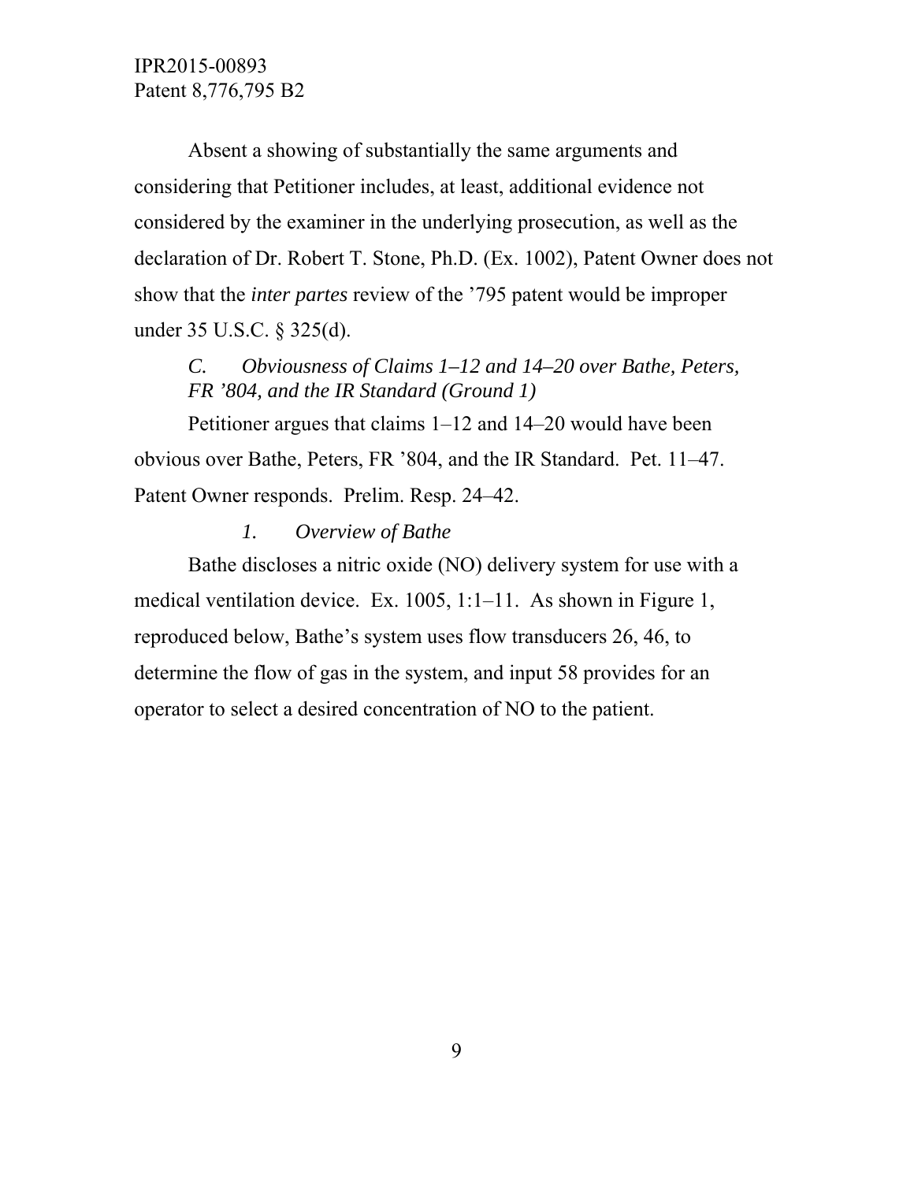Absent a showing of substantially the same arguments and considering that Petitioner includes, at least, additional evidence not considered by the examiner in the underlying prosecution, as well as the declaration of Dr. Robert T. Stone, Ph.D. (Ex. 1002), Patent Owner does not show that the *inter partes* review of the '795 patent would be improper under 35 U.S.C. § 325(d).

### *C. Obviousness of Claims 1–12 and 14–20 over Bathe, Peters, FR '804, and the IR Standard (Ground 1)*

Petitioner argues that claims 1–12 and 14–20 would have been obvious over Bathe, Peters, FR '804, and the IR Standard. Pet. 11–47. Patent Owner responds. Prelim. Resp. 24–42.

#### *1. Overview of Bathe*

Bathe discloses a nitric oxide (NO) delivery system for use with a medical ventilation device. Ex. 1005, 1:1–11. As shown in Figure 1, reproduced below, Bathe's system uses flow transducers 26, 46, to determine the flow of gas in the system, and input 58 provides for an operator to select a desired concentration of NO to the patient.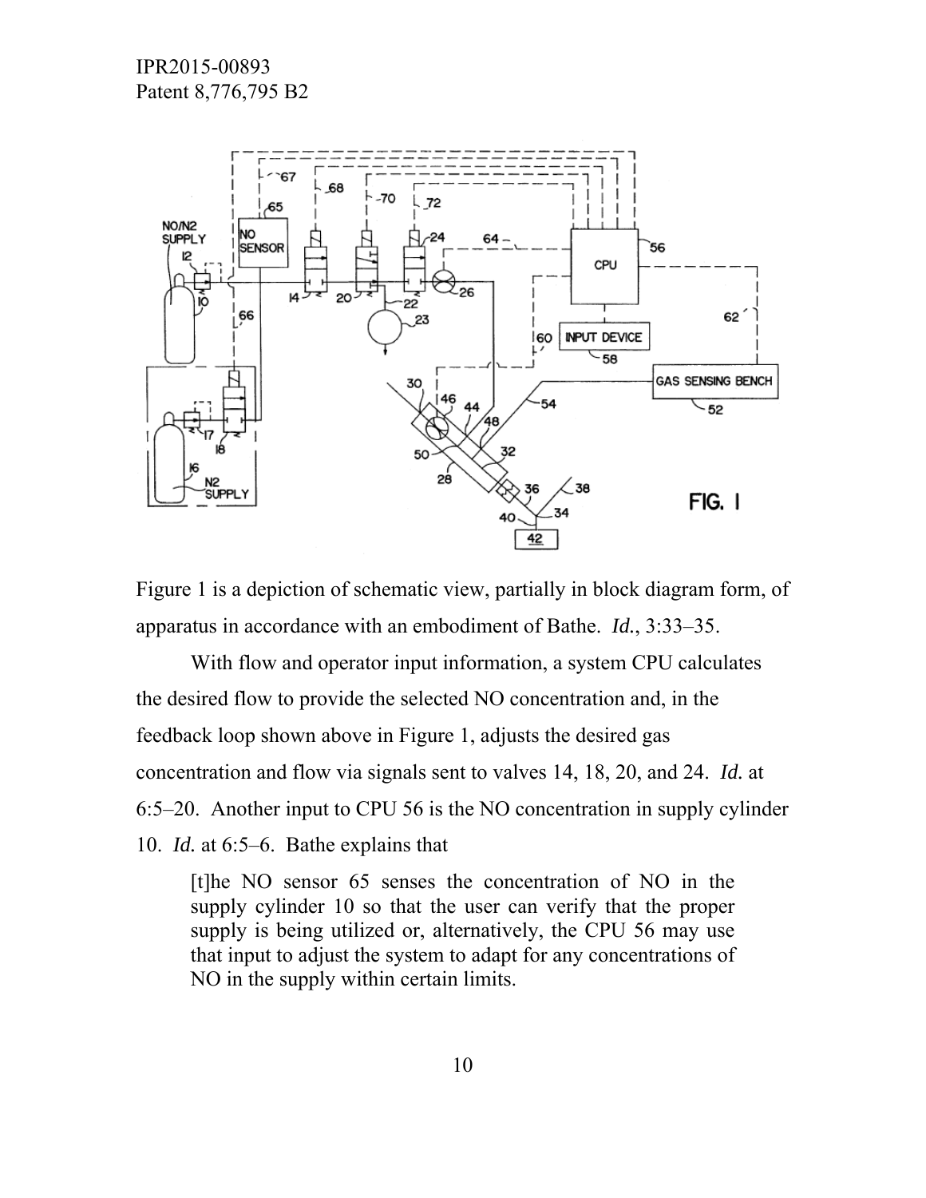Figure 1 is a depiction of schematic view, partially in block diagram form, of apparatus in accordance with an embodiment of Bathe. *Id.*, 3:33–35.

With flow and operator input information, a system CPU calculates the desired flow to provide the selected NO concentration and, in the feedback loop shown above in Figure 1, adjusts the desired gas concentration and flow via signals sent to valves 14, 18, 20, and 24. *Id.* at 6:5–20. Another input to CPU 56 is the NO concentration in supply cylinder 10. *Id.* at 6:5–6. Bathe explains that

> [t]he NO sensor 65 senses the concentration of NO in the supply cylinder 10 so that the user can verify that the proper supply is being utilized or, alternatively, the CPU 56 may use that input to adjust the system to adapt for any concentrations of NO in the supply within certain limits.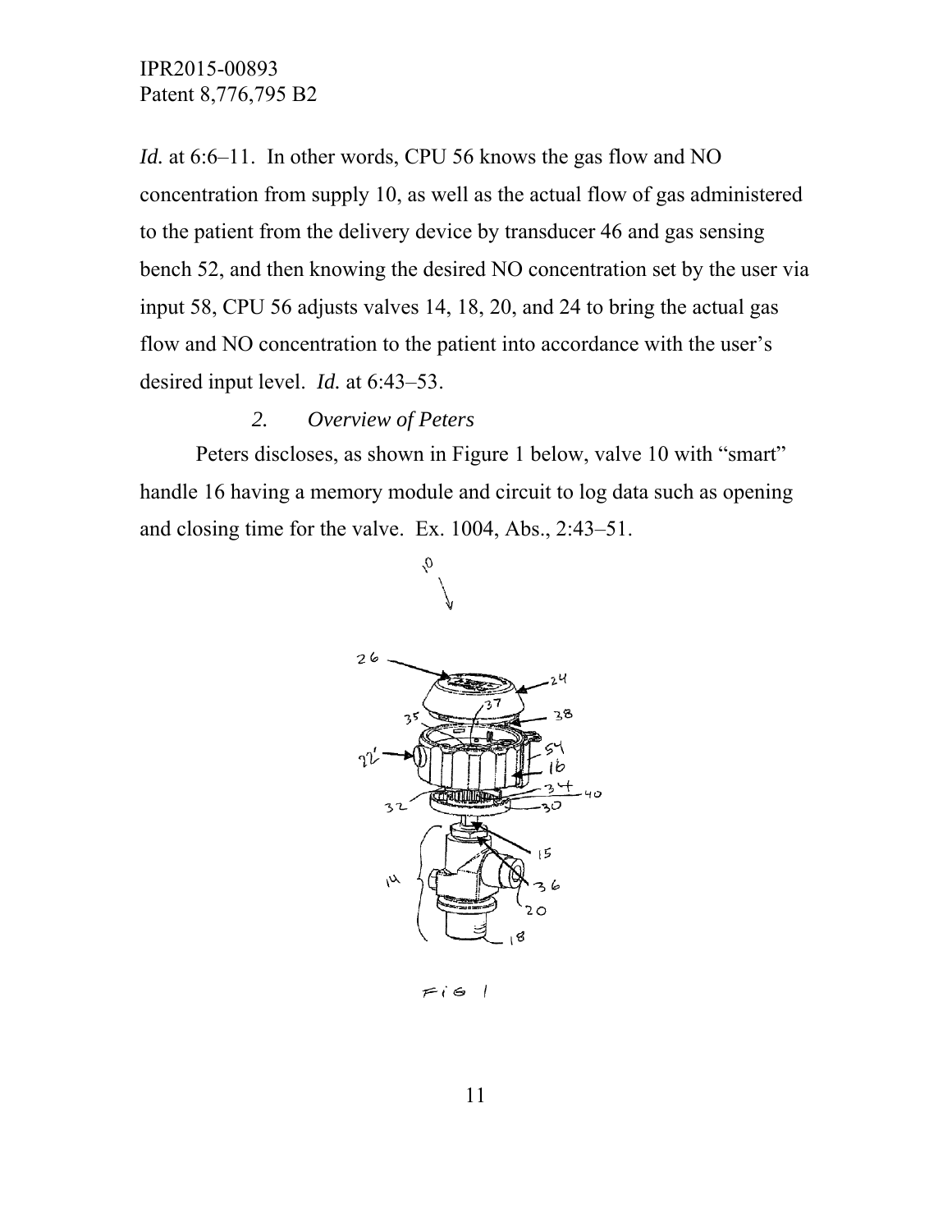*Id.* at 6:6–11. In other words, CPU 56 knows the gas flow and NO concentration from supply 10, as well as the actual flow of gas administered to the patient from the delivery device by transducer 46 and gas sensing bench 52, and then knowing the desired NO concentration set by the user via input 58, CPU 56 adjusts valves 14, 18, 20, and 24 to bring the actual gas flow and NO concentration to the patient into accordance with the user's desired input level. *Id.* at 6:43–53.

### *2. Overview of Peters*

Peters discloses, as shown in Figure 1 below, valve 10 with "smart" handle 16 having a memory module and circuit to log data such as opening and closing time for the valve. Ex. 1004, Abs., 2:43–51.

FIG 1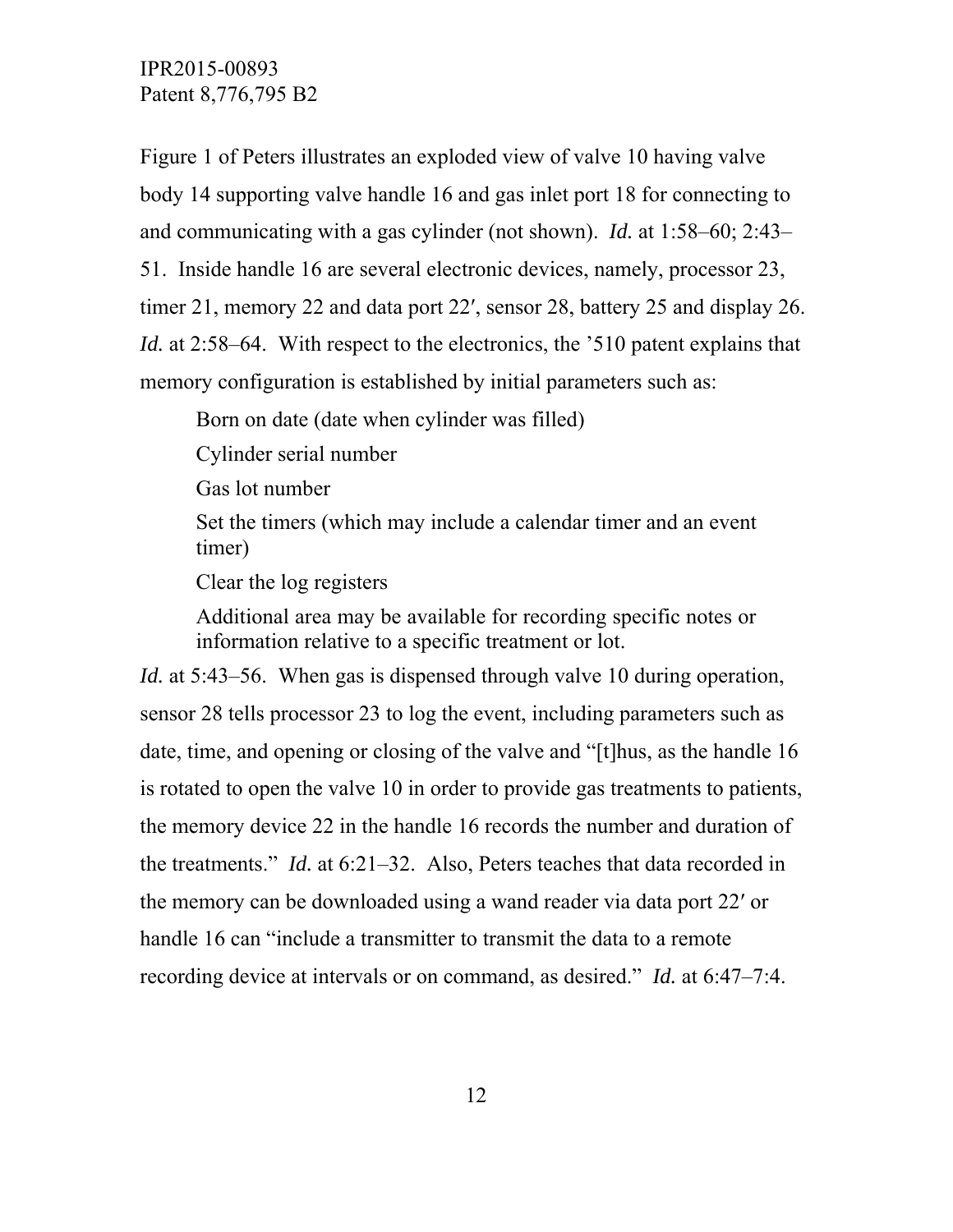Figure 1 of Peters illustrates an exploded view of valve 10 having valve body 14 supporting valve handle 16 and gas inlet port 18 for connecting to and communicating with a gas cylinder (not shown). *Id.* at 1:58–60; 2:43–51. Inside handle 16 are several electronic devices, namely, processor 23, timer 21, memory 22 and data port 22′, sensor 28, battery 25 and display 26. *Id.* at 2:58–64. With respect to the electronics, the '510 patent explains that memory configuration is established by initial parameters such as:

> Born on date (date when cylinder was filled)
>
> Cylinder serial number
>
> Gas lot number
>
> Set the timers (which may include a calendar timer and an event timer)
>
> Clear the log registers
>
> Additional area may be available for recording specific notes or information relative to a specific treatment or lot.

*Id.* at 5:43–56. When gas is dispensed through valve 10 during operation, sensor 28 tells processor 23 to log the event, including parameters such as date, time, and opening or closing of the valve and "[t]hus, as the handle 16 is rotated to open the valve 10 in order to provide gas treatments to patients, the memory device 22 in the handle 16 records the number and duration of the treatments." *Id.* at 6:21–32. Also, Peters teaches that data recorded in the memory can be downloaded using a wand reader via data port 22′ or handle 16 can "include a transmitter to transmit the data to a remote recording device at intervals or on command, as desired." *Id.* at 6:47–7:4.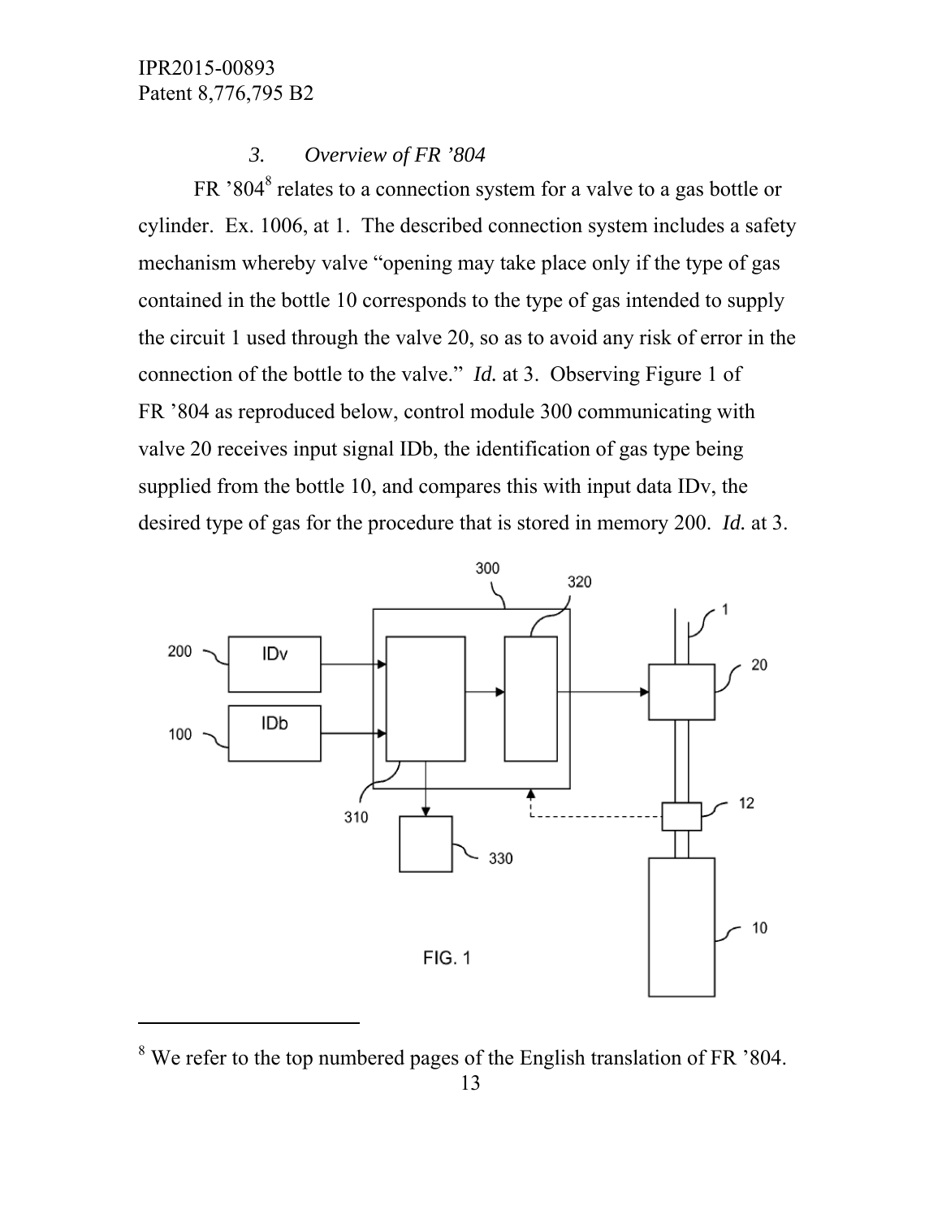### 3. *Overview of FR '804*

FR '804[8] relates to a connection system for a valve to a gas bottle or cylinder. Ex. 1006, at 1. The described connection system includes a safety mechanism whereby valve "opening may take place only if the type of gas contained in the bottle 10 corresponds to the type of gas intended to supply the circuit 1 used through the valve 20, so as to avoid any risk of error in the connection of the bottle to the valve." *Id.* at 3. Observing Figure 1 of FR '804 as reproduced below, control module 300 communicating with valve 20 receives input signal IDb, the identification of gas type being supplied from the bottle 10, and compares this with input data IDv, the desired type of gas for the procedure that is stored in memory 200. *Id.* at 3.

FIG. 1

---

[8] We refer to the top numbered pages of the English translation of FR '804.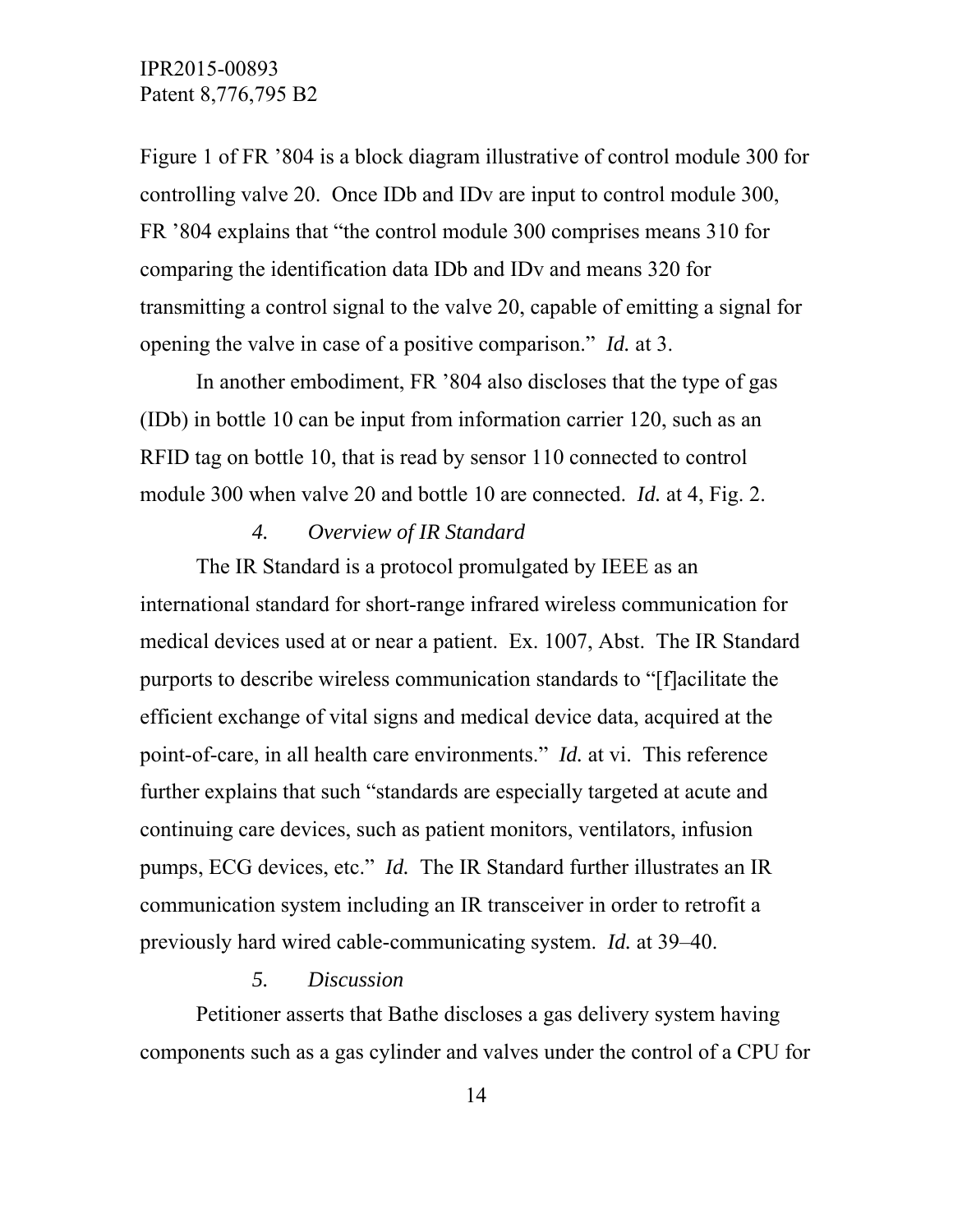Figure 1 of FR '804 is a block diagram illustrative of control module 300 for controlling valve 20. Once IDb and IDv are input to control module 300, FR '804 explains that "the control module 300 comprises means 310 for comparing the identification data IDb and IDv and means 320 for transmitting a control signal to the valve 20, capable of emitting a signal for opening the valve in case of a positive comparison." *Id.* at 3.

In another embodiment, FR '804 also discloses that the type of gas (IDb) in bottle 10 can be input from information carrier 120, such as an RFID tag on bottle 10, that is read by sensor 110 connected to control module 300 when valve 20 and bottle 10 are connected. *Id.* at 4, Fig. 2.

#### *4. Overview of IR Standard*

The IR Standard is a protocol promulgated by IEEE as an international standard for short-range infrared wireless communication for medical devices used at or near a patient. Ex. 1007, Abst. The IR Standard purports to describe wireless communication standards to "[f]acilitate the efficient exchange of vital signs and medical device data, acquired at the point-of-care, in all health care environments." *Id.* at vi. This reference further explains that such "standards are especially targeted at acute and continuing care devices, such as patient monitors, ventilators, infusion pumps, ECG devices, etc." *Id.* The IR Standard further illustrates an IR communication system including an IR transceiver in order to retrofit a previously hard wired cable-communicating system. *Id.* at 39–40.

#### *5. Discussion*

Petitioner asserts that Bathe discloses a gas delivery system having components such as a gas cylinder and valves under the control of a CPU for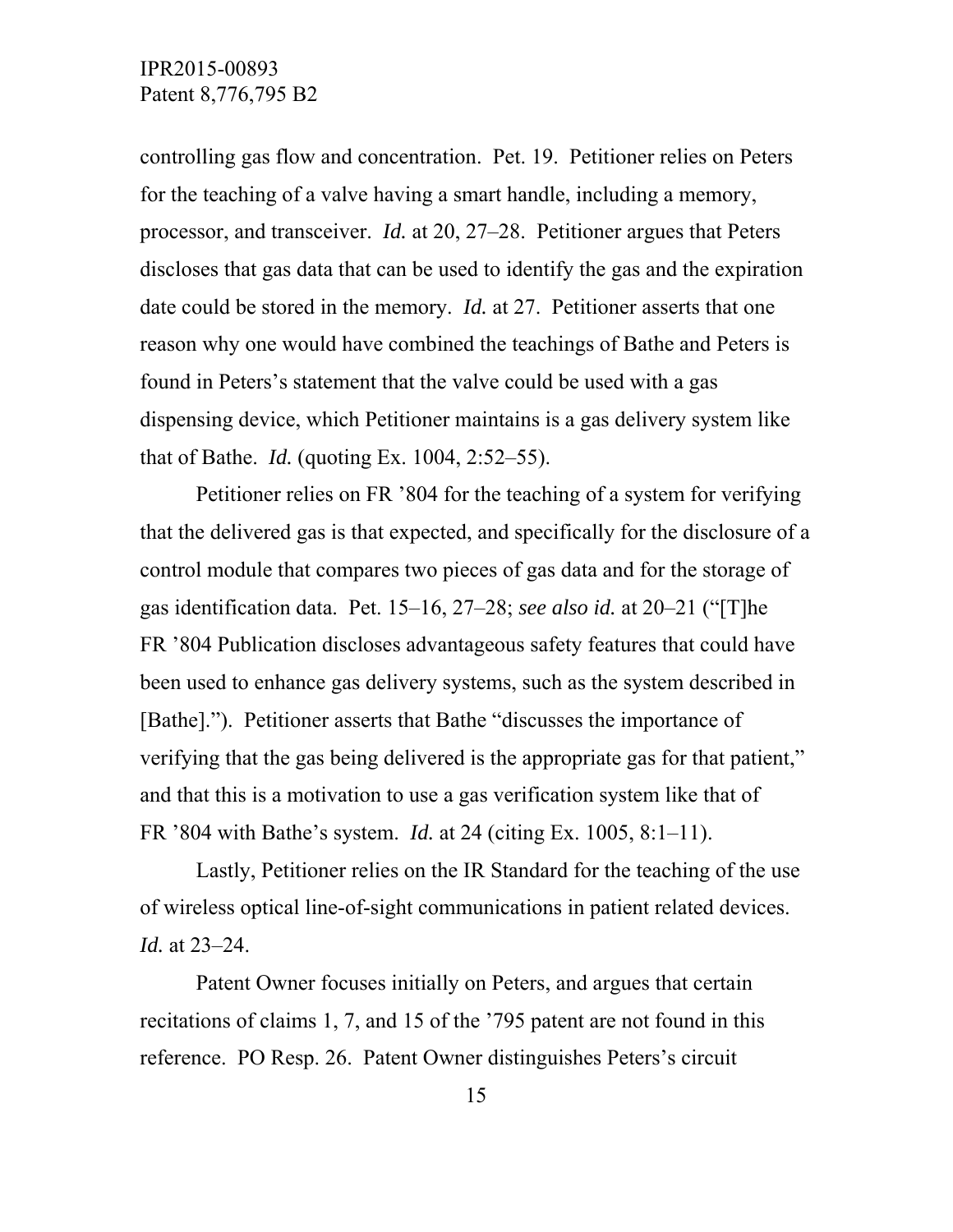controlling gas flow and concentration. Pet. 19. Petitioner relies on Peters for the teaching of a valve having a smart handle, including a memory, processor, and transceiver. *Id.* at 20, 27–28. Petitioner argues that Peters discloses that gas data that can be used to identify the gas and the expiration date could be stored in the memory. *Id.* at 27. Petitioner asserts that one reason why one would have combined the teachings of Bathe and Peters is found in Peters's statement that the valve could be used with a gas dispensing device, which Petitioner maintains is a gas delivery system like that of Bathe. *Id.* (quoting Ex. 1004, 2:52–55).

Petitioner relies on FR '804 for the teaching of a system for verifying that the delivered gas is that expected, and specifically for the disclosure of a control module that compares two pieces of gas data and for the storage of gas identification data. Pet. 15–16, 27–28; *see also id.* at 20–21 ("[T]he FR '804 Publication discloses advantageous safety features that could have been used to enhance gas delivery systems, such as the system described in [Bathe]."). Petitioner asserts that Bathe "discusses the importance of verifying that the gas being delivered is the appropriate gas for that patient," and that this is a motivation to use a gas verification system like that of FR '804 with Bathe's system. *Id.* at 24 (citing Ex. 1005, 8:1–11).

Lastly, Petitioner relies on the IR Standard for the teaching of the use of wireless optical line-of-sight communications in patient related devices. *Id.* at 23–24.

Patent Owner focuses initially on Peters, and argues that certain recitations of claims 1, 7, and 15 of the '795 patent are not found in this reference. PO Resp. 26. Patent Owner distinguishes Peters's circuit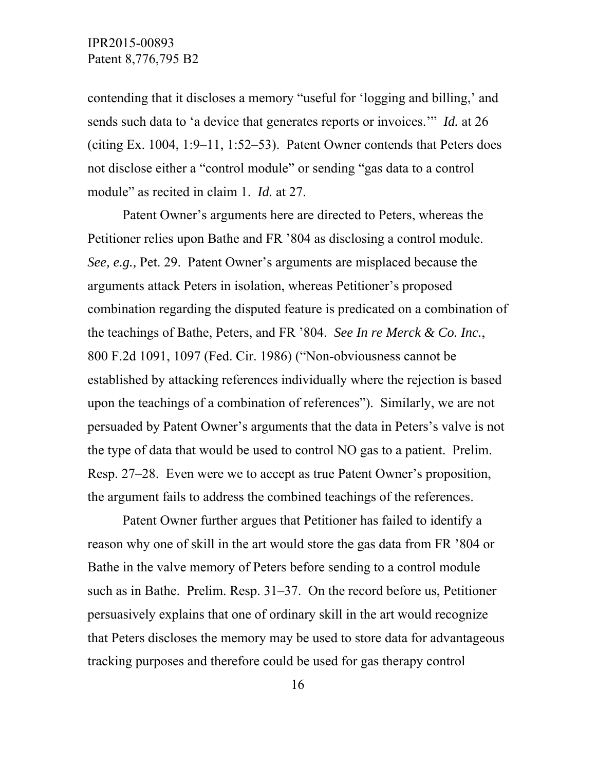contending that it discloses a memory "useful for 'logging and billing,' and sends such data to 'a device that generates reports or invoices.'" *Id.* at 26 (citing Ex. 1004, 1:9–11, 1:52–53). Patent Owner contends that Peters does not disclose either a "control module" or sending "gas data to a control module" as recited in claim 1. *Id.* at 27.

Patent Owner's arguments here are directed to Peters, whereas the Petitioner relies upon Bathe and FR '804 as disclosing a control module. *See, e.g.,* Pet. 29. Patent Owner's arguments are misplaced because the arguments attack Peters in isolation, whereas Petitioner's proposed combination regarding the disputed feature is predicated on a combination of the teachings of Bathe, Peters, and FR '804. *See In re Merck & Co. Inc.*, 800 F.2d 1091, 1097 (Fed. Cir. 1986) ("Non-obviousness cannot be established by attacking references individually where the rejection is based upon the teachings of a combination of references"). Similarly, we are not persuaded by Patent Owner's arguments that the data in Peters's valve is not the type of data that would be used to control NO gas to a patient. Prelim. Resp. 27–28. Even were we to accept as true Patent Owner's proposition, the argument fails to address the combined teachings of the references.

Patent Owner further argues that Petitioner has failed to identify a reason why one of skill in the art would store the gas data from FR '804 or Bathe in the valve memory of Peters before sending to a control module such as in Bathe. Prelim. Resp. 31–37. On the record before us, Petitioner persuasively explains that one of ordinary skill in the art would recognize that Peters discloses the memory may be used to store data for advantageous tracking purposes and therefore could be used for gas therapy control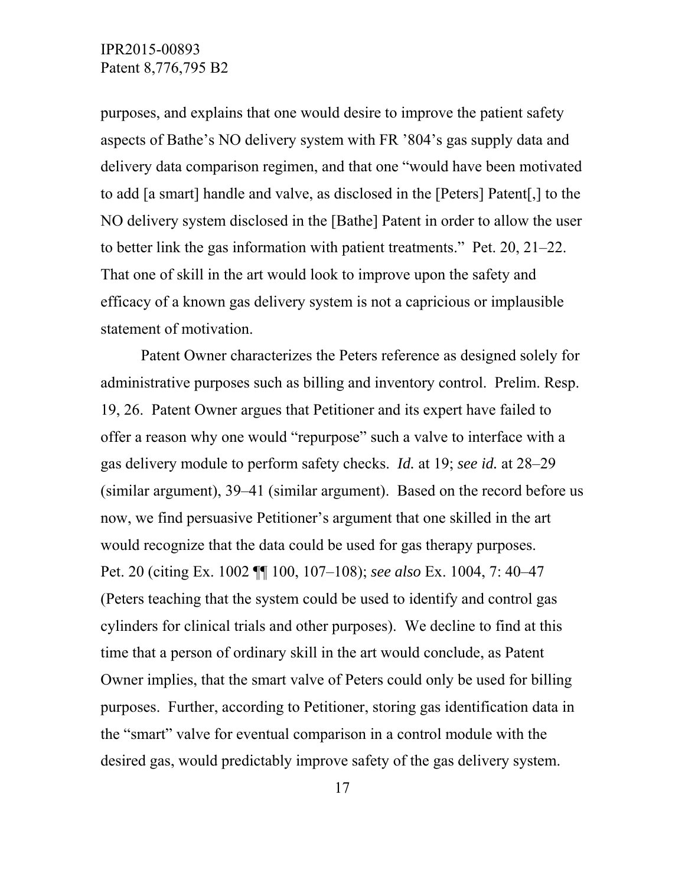purposes, and explains that one would desire to improve the patient safety aspects of Bathe's NO delivery system with FR '804's gas supply data and delivery data comparison regimen, and that one "would have been motivated to add [a smart] handle and valve, as disclosed in the [Peters] Patent[,] to the NO delivery system disclosed in the [Bathe] Patent in order to allow the user to better link the gas information with patient treatments." Pet. 20, 21–22. That one of skill in the art would look to improve upon the safety and efficacy of a known gas delivery system is not a capricious or implausible statement of motivation.

Patent Owner characterizes the Peters reference as designed solely for administrative purposes such as billing and inventory control. Prelim. Resp. 19, 26. Patent Owner argues that Petitioner and its expert have failed to offer a reason why one would "repurpose" such a valve to interface with a gas delivery module to perform safety checks. *Id.* at 19; *see id.* at 28–29 (similar argument), 39–41 (similar argument). Based on the record before us now, we find persuasive Petitioner's argument that one skilled in the art would recognize that the data could be used for gas therapy purposes. Pet. 20 (citing Ex. 1002 ¶¶ 100, 107–108); *see also* Ex. 1004, 7: 40–47 (Peters teaching that the system could be used to identify and control gas cylinders for clinical trials and other purposes). We decline to find at this time that a person of ordinary skill in the art would conclude, as Patent Owner implies, that the smart valve of Peters could only be used for billing purposes. Further, according to Petitioner, storing gas identification data in the "smart" valve for eventual comparison in a control module with the desired gas, would predictably improve safety of the gas delivery system.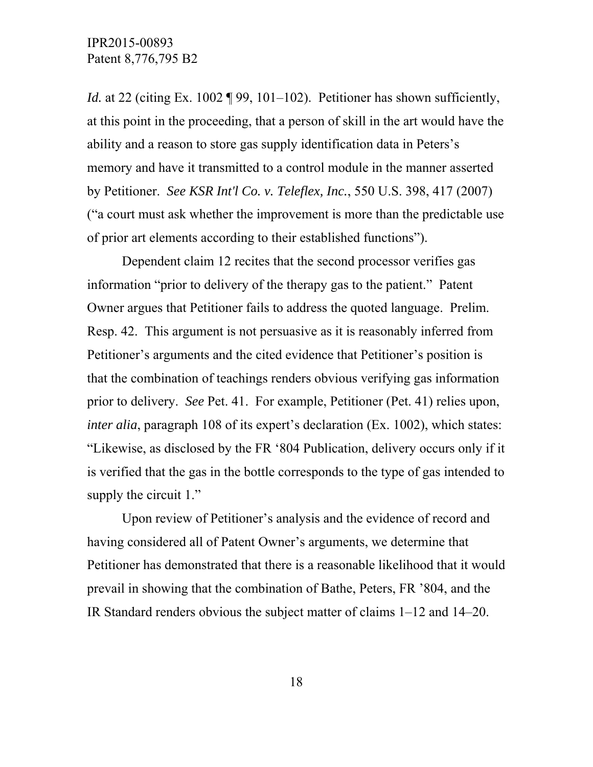*Id.* at 22 (citing Ex. 1002 ¶ 99, 101–102). Petitioner has shown sufficiently, at this point in the proceeding, that a person of skill in the art would have the ability and a reason to store gas supply identification data in Peters's memory and have it transmitted to a control module in the manner asserted by Petitioner. *See KSR Int'l Co. v. Teleflex, Inc.*, 550 U.S. 398, 417 (2007) ("a court must ask whether the improvement is more than the predictable use of prior art elements according to their established functions").

Dependent claim 12 recites that the second processor verifies gas information "prior to delivery of the therapy gas to the patient." Patent Owner argues that Petitioner fails to address the quoted language. Prelim. Resp. 42. This argument is not persuasive as it is reasonably inferred from Petitioner's arguments and the cited evidence that Petitioner's position is that the combination of teachings renders obvious verifying gas information prior to delivery. *See* Pet. 41. For example, Petitioner (Pet. 41) relies upon, *inter alia*, paragraph 108 of its expert's declaration (Ex. 1002), which states: "Likewise, as disclosed by the FR '804 Publication, delivery occurs only if it is verified that the gas in the bottle corresponds to the type of gas intended to supply the circuit 1."

Upon review of Petitioner's analysis and the evidence of record and having considered all of Patent Owner's arguments, we determine that Petitioner has demonstrated that there is a reasonable likelihood that it would prevail in showing that the combination of Bathe, Peters, FR '804, and the IR Standard renders obvious the subject matter of claims 1–12 and 14–20.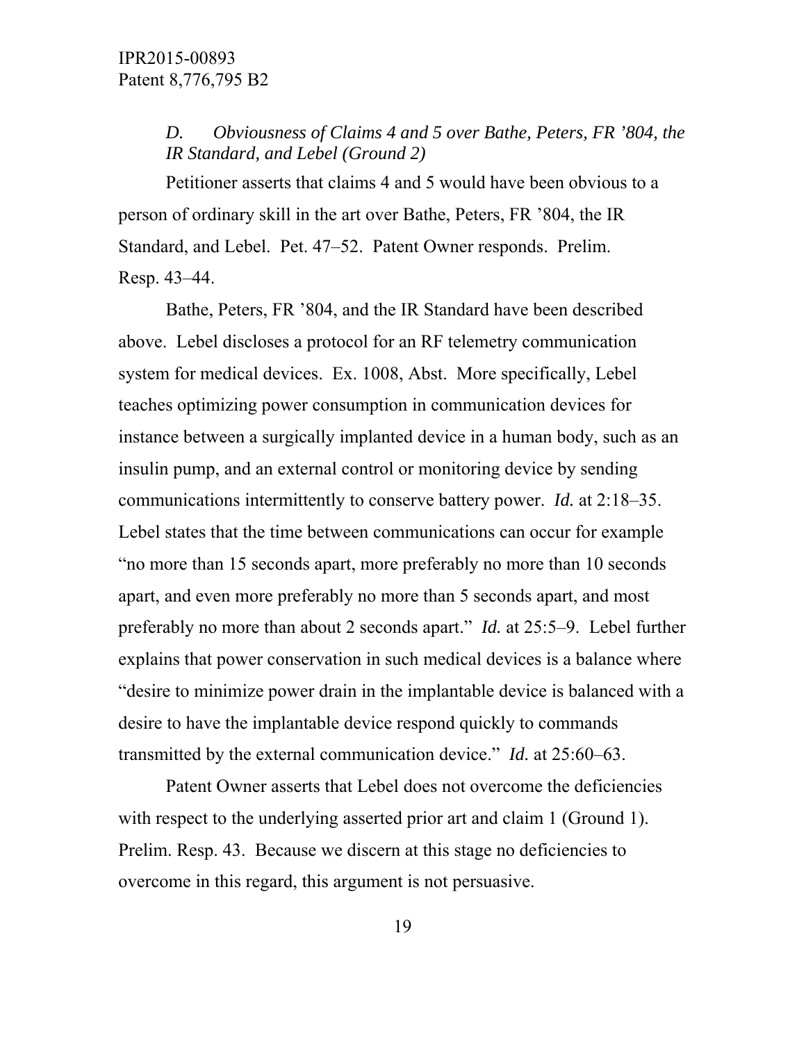*D. Obviousness of Claims 4 and 5 over Bathe, Peters, FR '804, the IR Standard, and Lebel (Ground 2)*

Petitioner asserts that claims 4 and 5 would have been obvious to a person of ordinary skill in the art over Bathe, Peters, FR '804, the IR Standard, and Lebel. Pet. 47–52. Patent Owner responds. Prelim. Resp. 43–44.

Bathe, Peters, FR '804, and the IR Standard have been described above. Lebel discloses a protocol for an RF telemetry communication system for medical devices. Ex. 1008, Abst. More specifically, Lebel teaches optimizing power consumption in communication devices for instance between a surgically implanted device in a human body, such as an insulin pump, and an external control or monitoring device by sending communications intermittently to conserve battery power. *Id.* at 2:18–35. Lebel states that the time between communications can occur for example "no more than 15 seconds apart, more preferably no more than 10 seconds apart, and even more preferably no more than 5 seconds apart, and most preferably no more than about 2 seconds apart." *Id.* at 25:5–9. Lebel further explains that power conservation in such medical devices is a balance where "desire to minimize power drain in the implantable device is balanced with a desire to have the implantable device respond quickly to commands transmitted by the external communication device." *Id.* at 25:60–63.

Patent Owner asserts that Lebel does not overcome the deficiencies with respect to the underlying asserted prior art and claim 1 (Ground 1). Prelim. Resp. 43. Because we discern at this stage no deficiencies to overcome in this regard, this argument is not persuasive.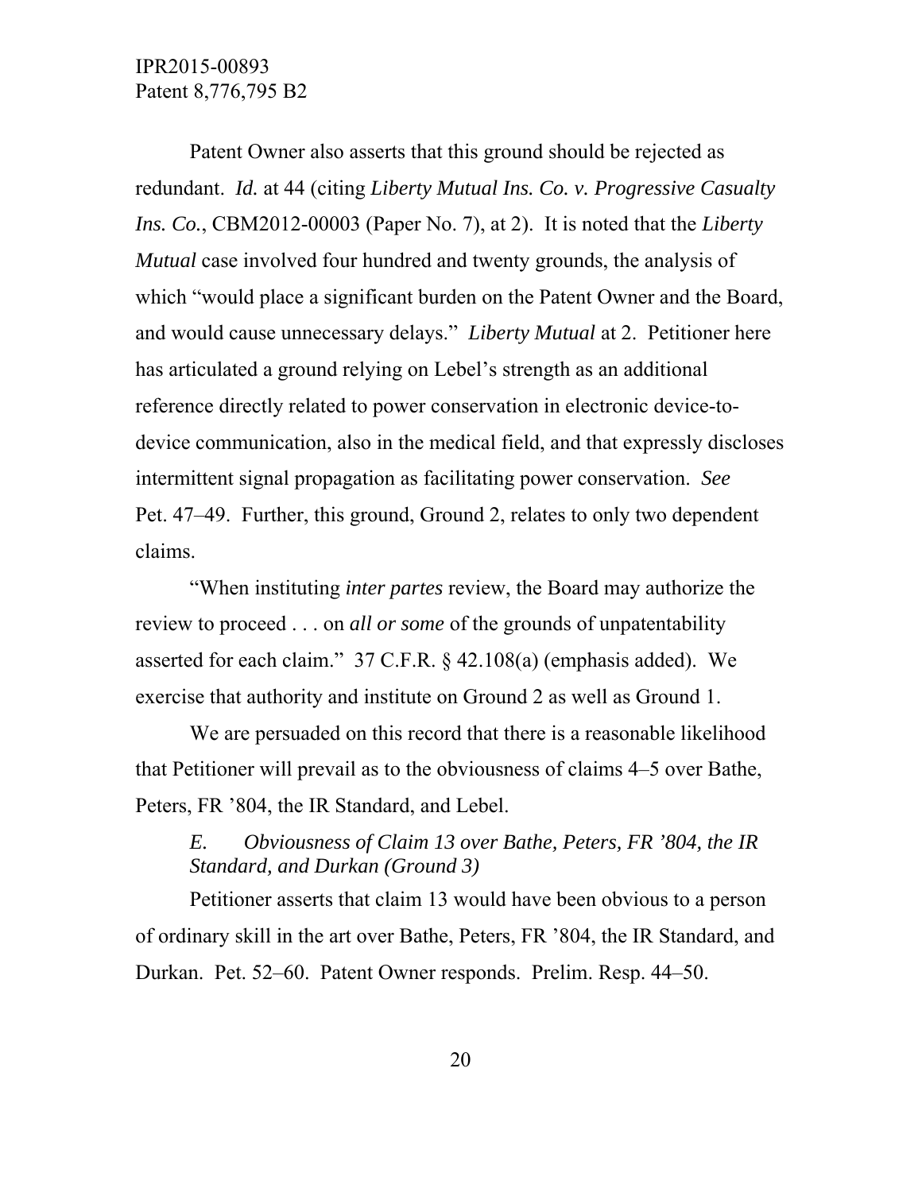Patent Owner also asserts that this ground should be rejected as redundant. *Id.* at 44 (citing *Liberty Mutual Ins. Co. v. Progressive Casualty Ins. Co.*, CBM2012-00003 (Paper No. 7), at 2). It is noted that the *Liberty Mutual* case involved four hundred and twenty grounds, the analysis of which "would place a significant burden on the Patent Owner and the Board, and would cause unnecessary delays." *Liberty Mutual* at 2. Petitioner here has articulated a ground relying on Lebel's strength as an additional reference directly related to power conservation in electronic device-to-device communication, also in the medical field, and that expressly discloses intermittent signal propagation as facilitating power conservation. *See* Pet. 47–49. Further, this ground, Ground 2, relates to only two dependent claims.

"When instituting *inter partes* review, the Board may authorize the review to proceed . . . on *all or some* of the grounds of unpatentability asserted for each claim." 37 C.F.R. § 42.108(a) (emphasis added). We exercise that authority and institute on Ground 2 as well as Ground 1.

We are persuaded on this record that there is a reasonable likelihood that Petitioner will prevail as to the obviousness of claims 4–5 over Bathe, Peters, FR '804, the IR Standard, and Lebel.

### *E. Obviousness of Claim 13 over Bathe, Peters, FR '804, the IR Standard, and Durkan (Ground 3)*

Petitioner asserts that claim 13 would have been obvious to a person of ordinary skill in the art over Bathe, Peters, FR '804, the IR Standard, and Durkan. Pet. 52–60. Patent Owner responds. Prelim. Resp. 44–50.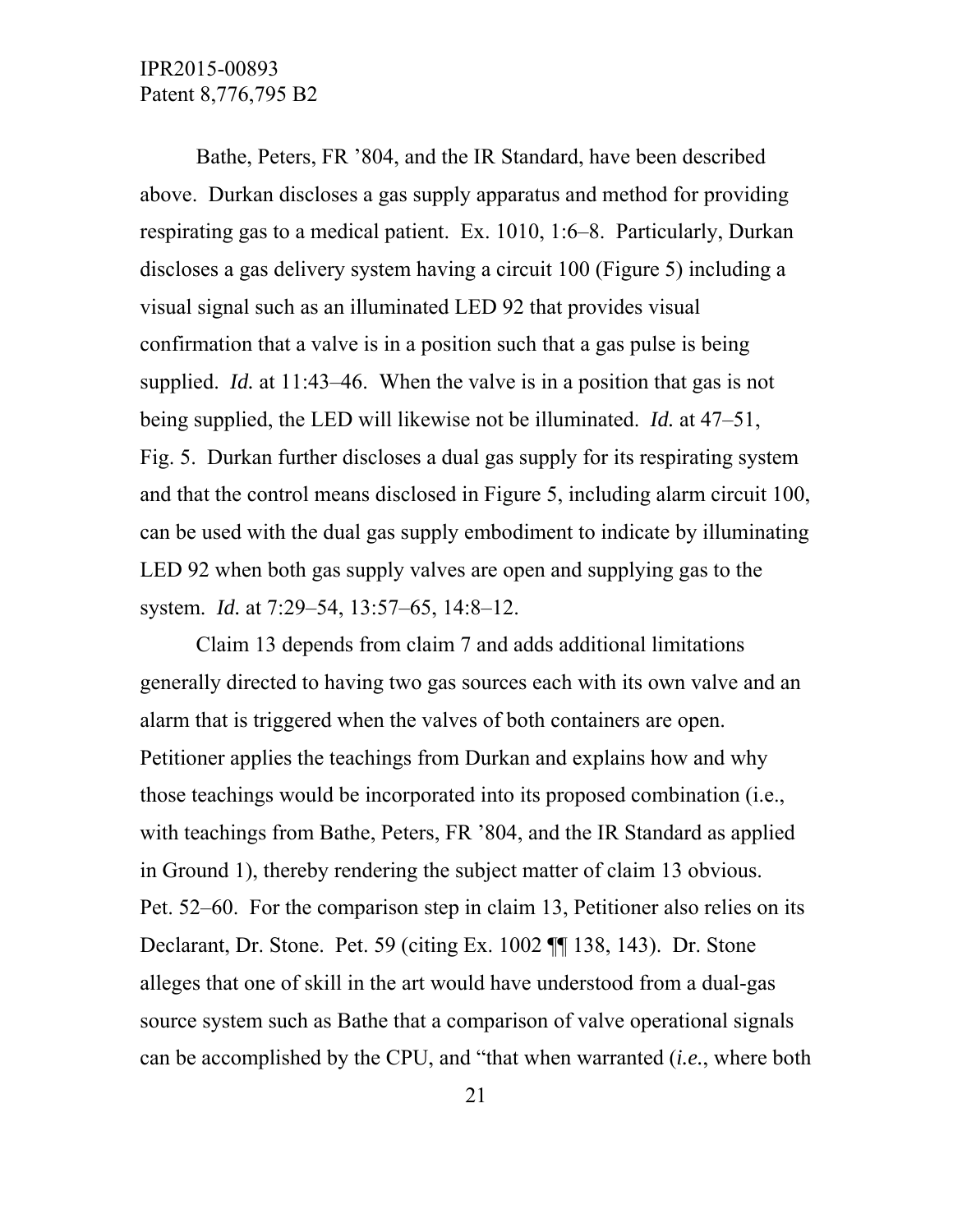Bathe, Peters, FR '804, and the IR Standard, have been described above. Durkan discloses a gas supply apparatus and method for providing respirating gas to a medical patient. Ex. 1010, 1:6–8. Particularly, Durkan discloses a gas delivery system having a circuit 100 (Figure 5) including a visual signal such as an illuminated LED 92 that provides visual confirmation that a valve is in a position such that a gas pulse is being supplied. *Id.* at 11:43–46. When the valve is in a position that gas is not being supplied, the LED will likewise not be illuminated. *Id.* at 47–51, Fig. 5. Durkan further discloses a dual gas supply for its respirating system and that the control means disclosed in Figure 5, including alarm circuit 100, can be used with the dual gas supply embodiment to indicate by illuminating LED 92 when both gas supply valves are open and supplying gas to the system. *Id.* at 7:29–54, 13:57–65, 14:8–12.

Claim 13 depends from claim 7 and adds additional limitations generally directed to having two gas sources each with its own valve and an alarm that is triggered when the valves of both containers are open. Petitioner applies the teachings from Durkan and explains how and why those teachings would be incorporated into its proposed combination (i.e., with teachings from Bathe, Peters, FR '804, and the IR Standard as applied in Ground 1), thereby rendering the subject matter of claim 13 obvious. Pet. 52–60. For the comparison step in claim 13, Petitioner also relies on its Declarant, Dr. Stone. Pet. 59 (citing Ex. 1002 ¶¶ 138, 143). Dr. Stone alleges that one of skill in the art would have understood from a dual-gas source system such as Bathe that a comparison of valve operational signals can be accomplished by the CPU, and "that when warranted (*i.e.*, where both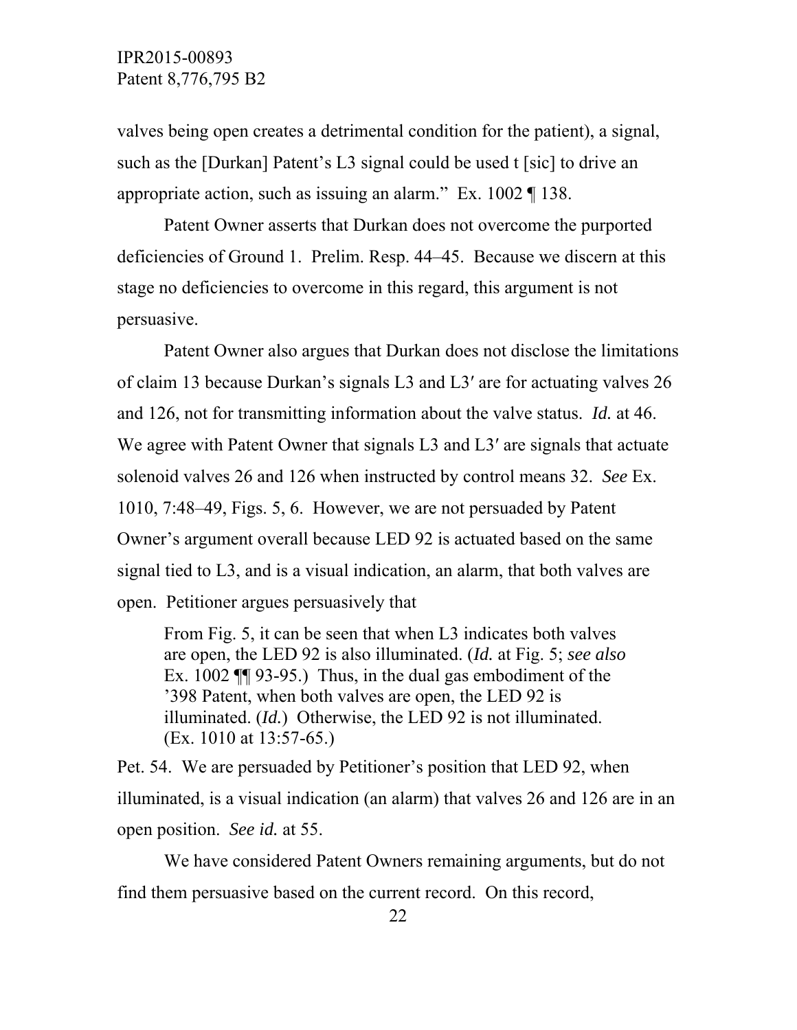valves being open creates a detrimental condition for the patient), a signal, such as the [Durkan] Patent's L3 signal could be used t [sic] to drive an appropriate action, such as issuing an alarm." Ex. 1002 ¶ 138.

Patent Owner asserts that Durkan does not overcome the purported deficiencies of Ground 1. Prelim. Resp. 44–45. Because we discern at this stage no deficiencies to overcome in this regard, this argument is not persuasive.

Patent Owner also argues that Durkan does not disclose the limitations of claim 13 because Durkan's signals L3 and L3′ are for actuating valves 26 and 126, not for transmitting information about the valve status. *Id.* at 46. We agree with Patent Owner that signals L3 and L3′ are signals that actuate solenoid valves 26 and 126 when instructed by control means 32. *See* Ex. 1010, 7:48–49, Figs. 5, 6. However, we are not persuaded by Patent Owner's argument overall because LED 92 is actuated based on the same signal tied to L3, and is a visual indication, an alarm, that both valves are open. Petitioner argues persuasively that

> From Fig. 5, it can be seen that when L3 indicates both valves are open, the LED 92 is also illuminated. (*Id.* at Fig. 5; *see also* Ex. 1002 ¶¶ 93-95.) Thus, in the dual gas embodiment of the '398 Patent, when both valves are open, the LED 92 is illuminated. (*Id.*) Otherwise, the LED 92 is not illuminated. (Ex. 1010 at 13:57-65.)

Pet. 54. We are persuaded by Petitioner's position that LED 92, when illuminated, is a visual indication (an alarm) that valves 26 and 126 are in an open position. *See id.* at 55.

We have considered Patent Owners remaining arguments, but do not find them persuasive based on the current record. On this record,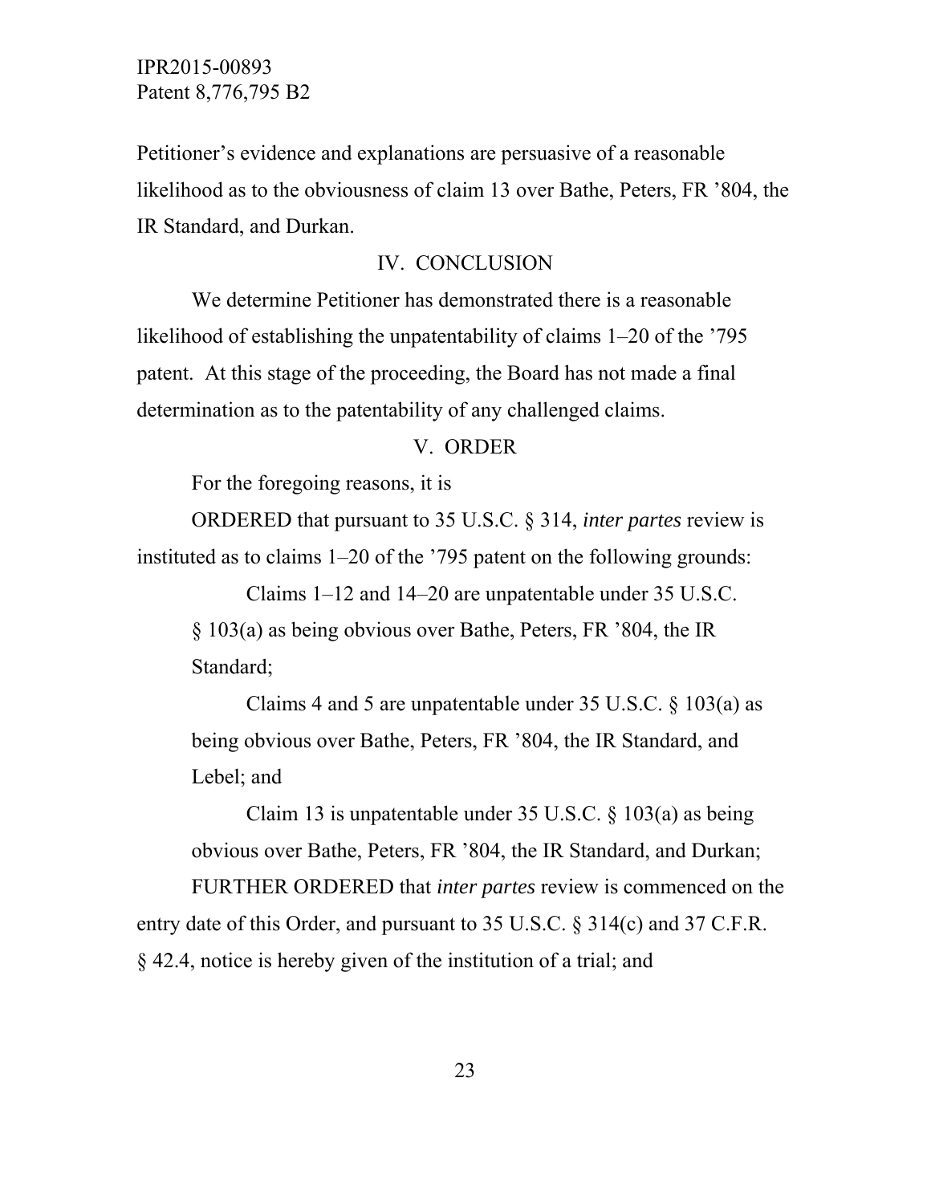Petitioner's evidence and explanations are persuasive of a reasonable likelihood as to the obviousness of claim 13 over Bathe, Peters, FR '804, the IR Standard, and Durkan.

## IV. CONCLUSION

We determine Petitioner has demonstrated there is a reasonable likelihood of establishing the unpatentability of claims 1–20 of the '795 patent. At this stage of the proceeding, the Board has not made a final determination as to the patentability of any challenged claims.

## V. ORDER

For the foregoing reasons, it is

ORDERED that pursuant to 35 U.S.C. § 314, *inter partes* review is instituted as to claims 1–20 of the '795 patent on the following grounds:

> Claims 1–12 and 14–20 are unpatentable under 35 U.S.C. § 103(a) as being obvious over Bathe, Peters, FR '804, the IR Standard;
>
> Claims 4 and 5 are unpatentable under 35 U.S.C. § 103(a) as being obvious over Bathe, Peters, FR '804, the IR Standard, and Lebel; and
>
> Claim 13 is unpatentable under 35 U.S.C. § 103(a) as being obvious over Bathe, Peters, FR '804, the IR Standard, and Durkan;

FURTHER ORDERED that *inter partes* review is commenced on the entry date of this Order, and pursuant to 35 U.S.C. § 314(c) and 37 C.F.R. § 42.4, notice is hereby given of the institution of a trial; and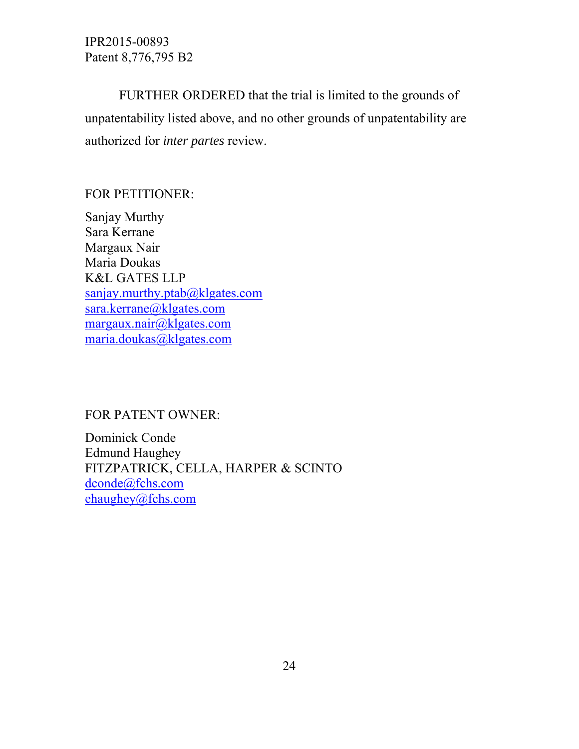FURTHER ORDERED that the trial is limited to the grounds of unpatentability listed above, and no other grounds of unpatentability are authorized for *inter partes* review.

FOR PETITIONER:

Sanjay Murthy
Sara Kerrane
Margaux Nair
Maria Doukas
K&L GATES LLP
sanjay.murthy.ptab@klgates.com
sara.kerrane@klgates.com
margaux.nair@klgates.com
maria.doukas@klgates.com

FOR PATENT OWNER:

Dominick Conde
Edmund Haughey
FITZPATRICK, CELLA, HARPER & SCINTO
dconde@fchs.com
ehaughey@fchs.com